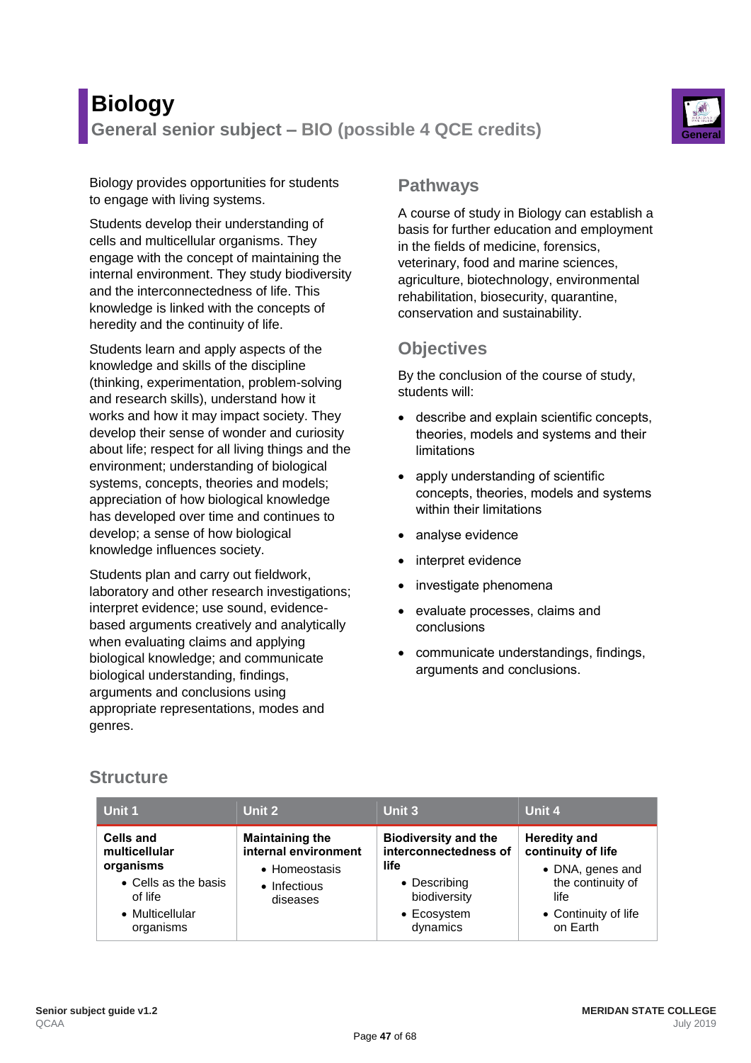# Biology

## General senior subject – BIO (possible 4 QCE credits)

Biology provides opportunities for students to engage with living systems.

Students develop their understanding of cells and multicellular organisms. They engage with the concept of maintaining the internal environment. They study biodiversity and the interconnectedness of life. This knowledge is linked with the concepts of heredity and the continuity of life.

Students learn and apply aspects of the knowledge and skills of the discipline (thinking, experimentation, problem-solving and research skills), understand how it works and how it may impact society. They develop their sense of wonder and curiosity about life; respect for all living things and the environment; understanding of biological systems, concepts, theories and models; appreciation of how biological knowledge has developed over time and continues to develop; a sense of how biological knowledge influences society.

Students plan and carry out fieldwork, laboratory and other research investigations; interpret evidence; use sound, evidence-based arguments creatively and analytically when evaluating claims and applying biological knowledge; and communicate biological understanding, findings, arguments and conclusions using appropriate representations, modes and genres.

## Pathways

A course of study in Biology can establish a basis for further education and employment in the fields of medicine, forensics, veterinary, food and marine sciences, agriculture, biotechnology, environmental rehabilitation, biosecurity, quarantine, conservation and sustainability.

## Objectives

By the conclusion of the course of study, students will:

- describe and explain scientific concepts, theories, models and systems and their limitations
- apply understanding of scientific concepts, theories, models and systems within their limitations
- analyse evidence
- interpret evidence
- investigate phenomena
- evaluate processes, claims and conclusions
- communicate understandings, findings, arguments and conclusions.

## Structure

| Unit 1 | Unit 2 | Unit 3 | Unit 4 |
|---|---|---|---|
| **Cells and multicellular organisms**<br>• Cells as the basis of life<br>• Multicellular organisms | **Maintaining the internal environment**<br>• Homeostasis<br>• Infectious diseases | **Biodiversity and the interconnectedness of life**<br>• Describing biodiversity<br>• Ecosystem dynamics | **Heredity and continuity of life**<br>• DNA, genes and the continuity of life<br>• Continuity of life on Earth |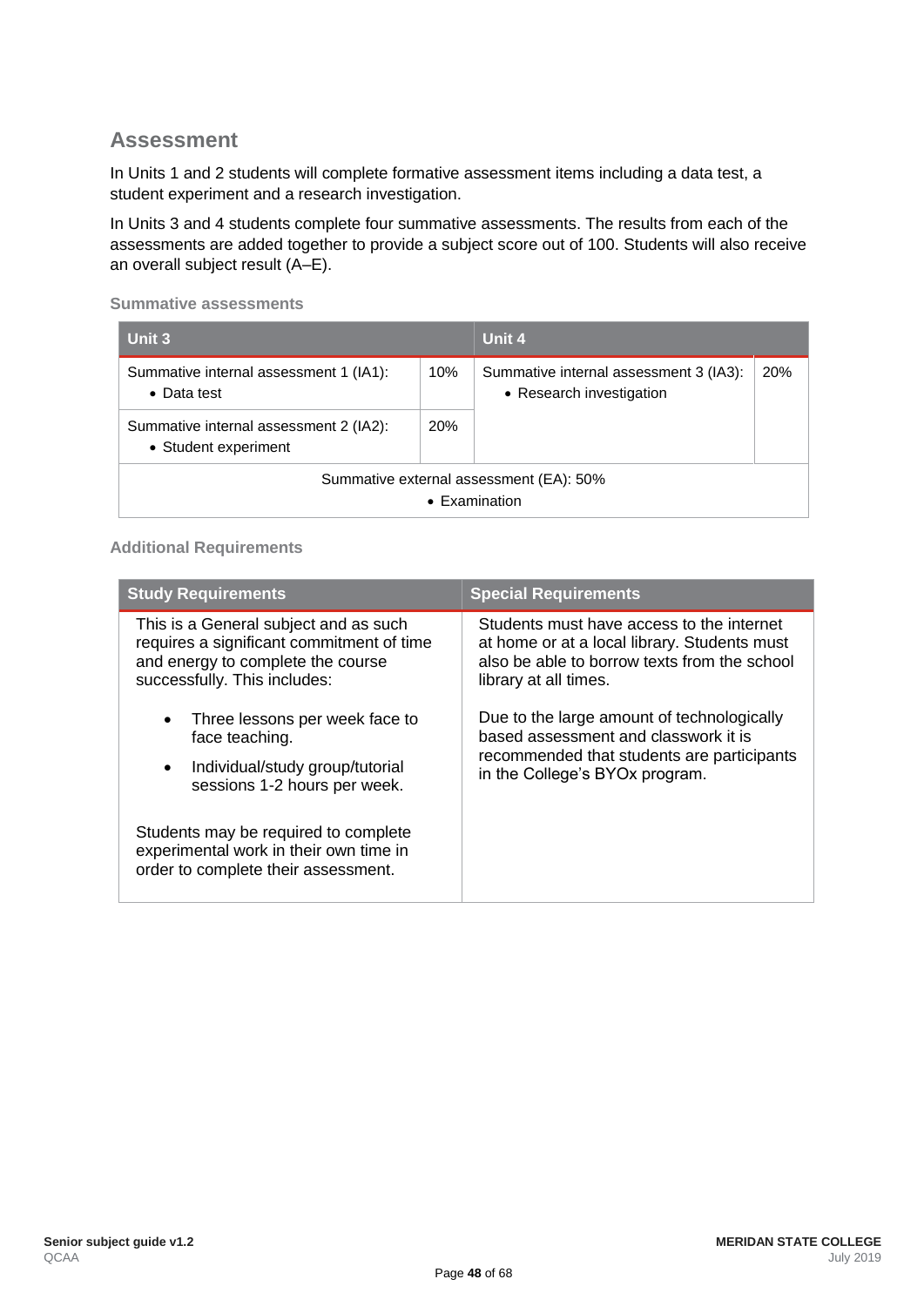## Assessment

In Units 1 and 2 students will complete formative assessment items including a data test, a student experiment and a research investigation.

In Units 3 and 4 students complete four summative assessments. The results from each of the assessments are added together to provide a subject score out of 100. Students will also receive an overall subject result (A–E).

#### Summative assessments

| Unit 3 | | Unit 4 | |
|---|---|---|---|
| Summative internal assessment 1 (IA1):<br>• Data test | 10% | Summative internal assessment 3 (IA3):<br>• Research investigation | 20% |
| Summative internal assessment 2 (IA2):<br>• Student experiment | 20% | | |
| Summative external assessment (EA): 50%<br>• Examination | | | |

#### Additional Requirements

| Study Requirements | Special Requirements |
|---|---|
| This is a General subject and as such requires a significant commitment of time and energy to complete the course successfully. This includes:<br>• Three lessons per week face to face teaching.<br>• Individual/study group/tutorial sessions 1-2 hours per week.<br><br>Students may be required to complete experimental work in their own time in order to complete their assessment. | Students must have access to the internet at home or at a local library. Students must also be able to borrow texts from the school library at all times.<br><br>Due to the large amount of technologically based assessment and classwork it is recommended that students are participants in the College's BYOx program. |